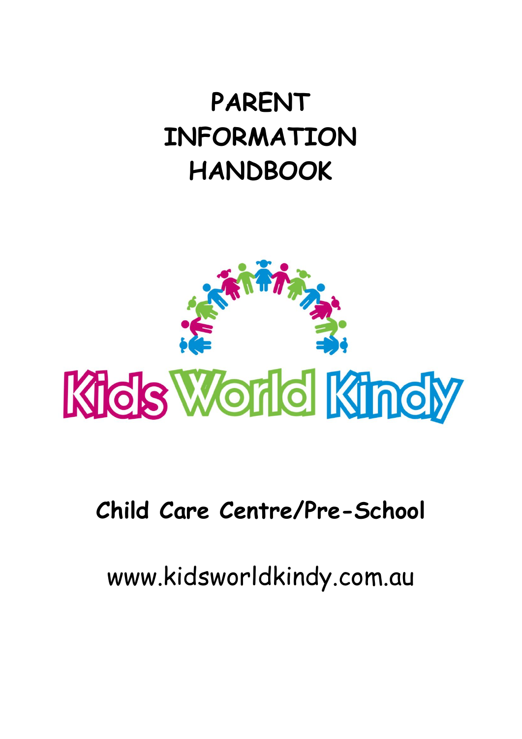# PARENT INFORMATION HANDBOOK

Kids World Kindy

**Child Care Centre/Pre-School**

www.kidsworldkindy.com.au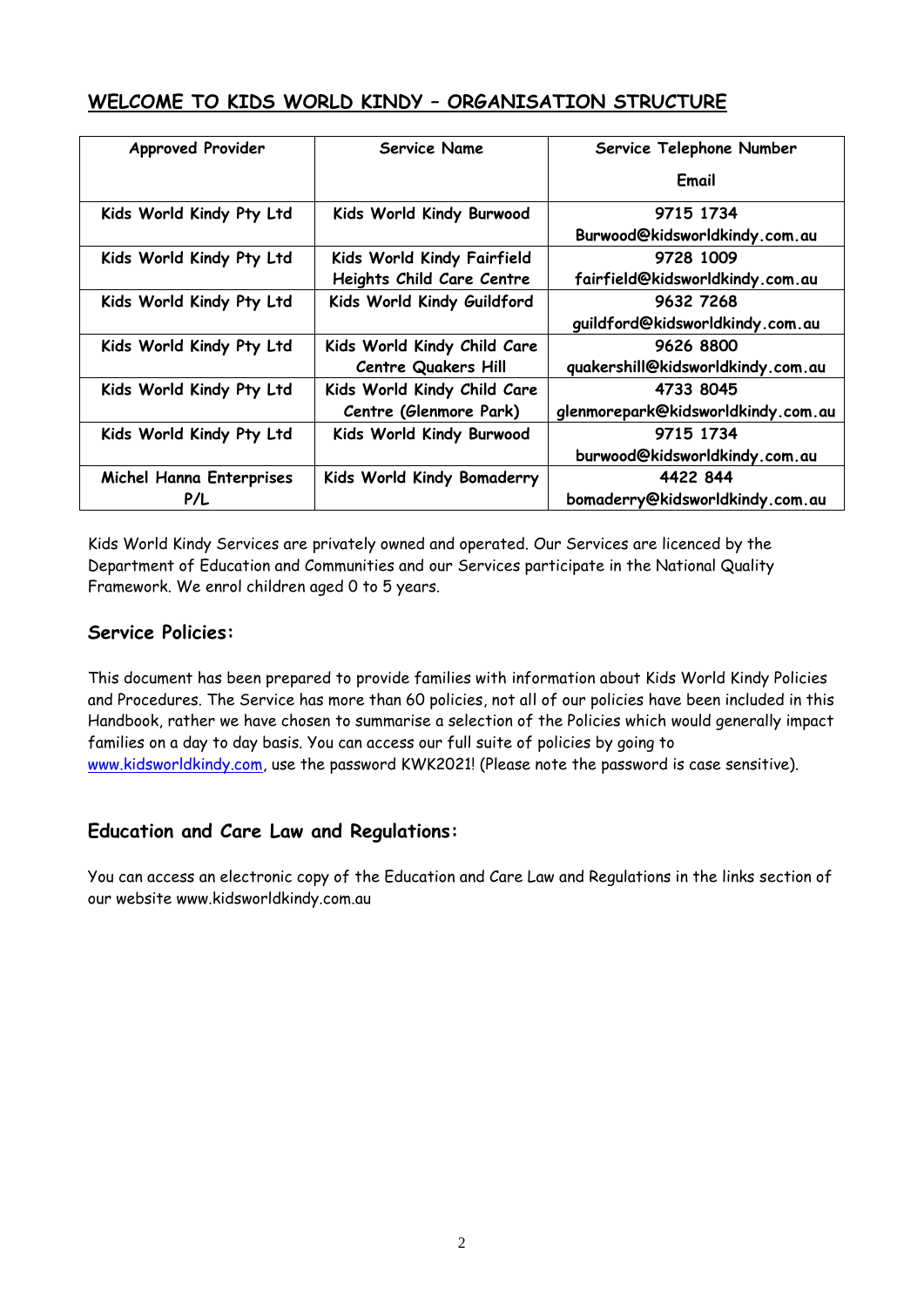## WELCOME TO KIDS WORLD KINDY – ORGANISATION STRUCTURE

| Approved Provider | Service Name | Service Telephone Number<br>Email |
| --- | --- | --- |
| Kids World Kindy Pty Ltd | Kids World Kindy Burwood | 9715 1734<br>Burwood@kidsworldkindy.com.au |
| Kids World Kindy Pty Ltd | Kids World Kindy Fairfield Heights Child Care Centre | 9728 1009<br>fairfield@kidsworldkindy.com.au |
| Kids World Kindy Pty Ltd | Kids World Kindy Guildford | 9632 7268<br>guildford@kidsworldkindy.com.au |
| Kids World Kindy Pty Ltd | Kids World Kindy Child Care Centre Quakers Hill | 9626 8800<br>quakershill@kidsworldkindy.com.au |
| Kids World Kindy Pty Ltd | Kids World Kindy Child Care Centre (Glenmore Park) | 4733 8045<br>glenmorepark@kidsworldkindy.com.au |
| Kids World Kindy Pty Ltd | Kids World Kindy Burwood | 9715 1734<br>burwood@kidsworldkindy.com.au |
| Michel Hanna Enterprises P/L | Kids World Kindy Bomaderry | 4422 844<br>bomaderry@kidsworldkindy.com.au |

Kids World Kindy Services are privately owned and operated. Our Services are licenced by the Department of Education and Communities and our Services participate in the National Quality Framework. We enrol children aged 0 to 5 years.

### Service Policies:

This document has been prepared to provide families with information about Kids World Kindy Policies and Procedures. The Service has more than 60 policies, not all of our policies have been included in this Handbook, rather we have chosen to summarise a selection of the Policies which would generally impact families on a day to day basis. You can access our full suite of policies by going to www.kidsworldkindy.com, use the password KWK2021! (Please note the password is case sensitive).

### Education and Care Law and Regulations:

You can access an electronic copy of the Education and Care Law and Regulations in the links section of our website www.kidsworldkindy.com.au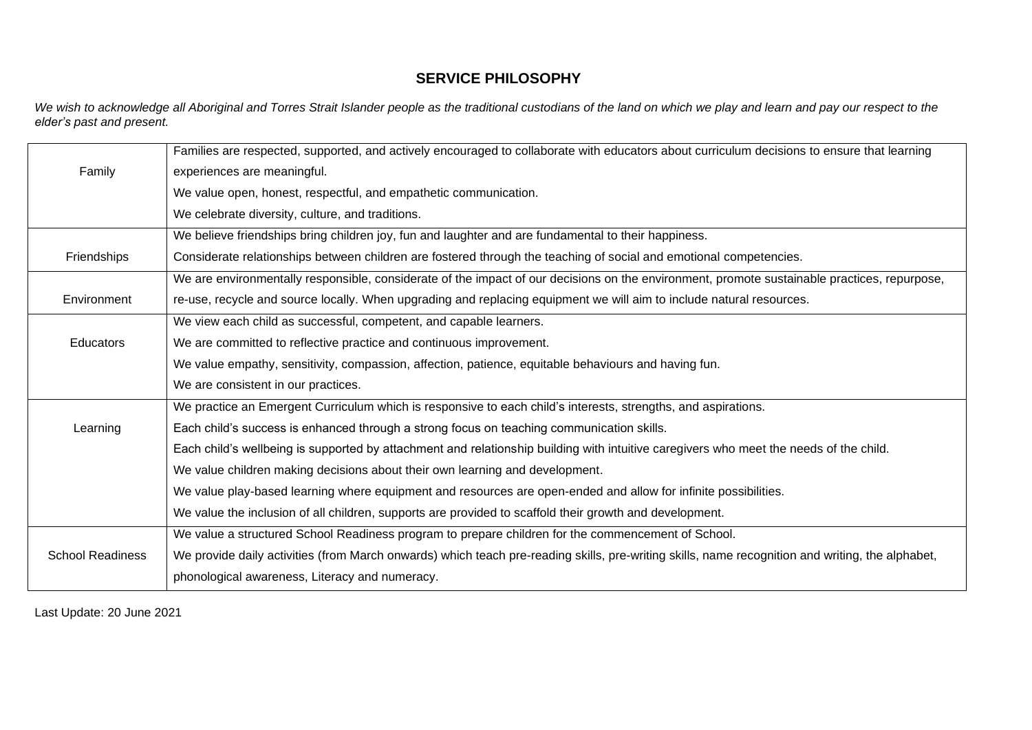# SERVICE PHILOSOPHY

*We wish to acknowledge all Aboriginal and Torres Strait Islander people as the traditional custodians of the land on which we play and learn and pay our respect to the elder's past and present.*

| | |
|---|---|
| Family | Families are respected, supported, and actively encouraged to collaborate with educators about curriculum decisions to ensure that learning experiences are meaningful.<br>We value open, honest, respectful, and empathetic communication.<br>We celebrate diversity, culture, and traditions. |
| Friendships | We believe friendships bring children joy, fun and laughter and are fundamental to their happiness.<br>Considerate relationships between children are fostered through the teaching of social and emotional competencies. |
| Environment | We are environmentally responsible, considerate of the impact of our decisions on the environment, promote sustainable practices, repurpose, re-use, recycle and source locally. When upgrading and replacing equipment we will aim to include natural resources. |
| Educators | We view each child as successful, competent, and capable learners.<br>We are committed to reflective practice and continuous improvement.<br>We value empathy, sensitivity, compassion, affection, patience, equitable behaviours and having fun.<br>We are consistent in our practices. |
| Learning | We practice an Emergent Curriculum which is responsive to each child's interests, strengths, and aspirations.<br>Each child's success is enhanced through a strong focus on teaching communication skills.<br>Each child's wellbeing is supported by attachment and relationship building with intuitive caregivers who meet the needs of the child.<br>We value children making decisions about their own learning and development.<br>We value play-based learning where equipment and resources are open-ended and allow for infinite possibilities.<br>We value the inclusion of all children, supports are provided to scaffold their growth and development. |
| School Readiness | We value a structured School Readiness program to prepare children for the commencement of School.<br>We provide daily activities (from March onwards) which teach pre-reading skills, pre-writing skills, name recognition and writing, the alphabet, phonological awareness, Literacy and numeracy. |

Last Update: 20 June 2021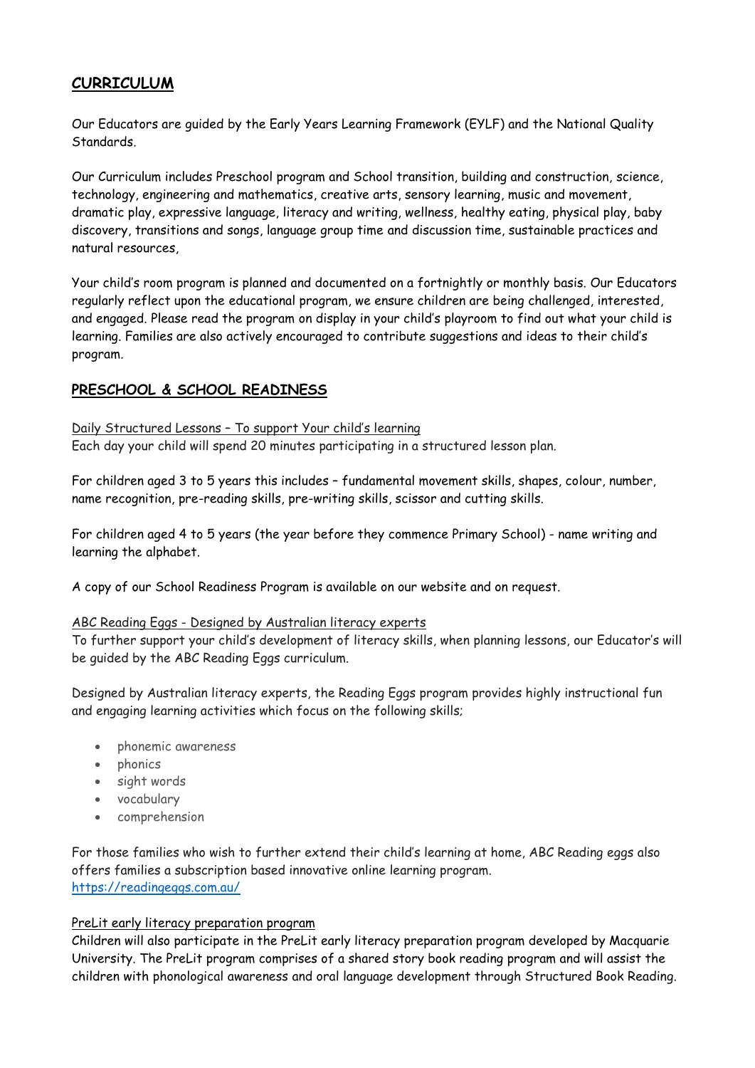## CURRICULUM

Our Educators are guided by the Early Years Learning Framework (EYLF) and the National Quality Standards.

Our Curriculum includes Preschool program and School transition, building and construction, science, technology, engineering and mathematics, creative arts, sensory learning, music and movement, dramatic play, expressive language, literacy and writing, wellness, healthy eating, physical play, baby discovery, transitions and songs, language group time and discussion time, sustainable practices and natural resources,

Your child's room program is planned and documented on a fortnightly or monthly basis. Our Educators regularly reflect upon the educational program, we ensure children are being challenged, interested, and engaged. Please read the program on display in your child's playroom to find out what your child is learning. Families are also actively encouraged to contribute suggestions and ideas to their child's program.

## PRESCHOOL & SCHOOL READINESS

Daily Structured Lessons – To support Your child's learning
Each day your child will spend 20 minutes participating in a structured lesson plan.

For children aged 3 to 5 years this includes – fundamental movement skills, shapes, colour, number, name recognition, pre-reading skills, pre-writing skills, scissor and cutting skills.

For children aged 4 to 5 years (the year before they commence Primary School) - name writing and learning the alphabet.

A copy of our School Readiness Program is available on our website and on request.

ABC Reading Eggs - Designed by Australian literacy experts
To further support your child's development of literacy skills, when planning lessons, our Educator's will be guided by the ABC Reading Eggs curriculum.

Designed by Australian literacy experts, the Reading Eggs program provides highly instructional fun and engaging learning activities which focus on the following skills;

- phonemic awareness
- phonics
- sight words
- vocabulary
- comprehension

For those families who wish to further extend their child's learning at home, ABC Reading eggs also offers families a subscription based innovative online learning program.
https://readingeggs.com.au/

PreLit early literacy preparation program
Children will also participate in the PreLit early literacy preparation program developed by Macquarie University. The PreLit program comprises of a shared story book reading program and will assist the children with phonological awareness and oral language development through Structured Book Reading.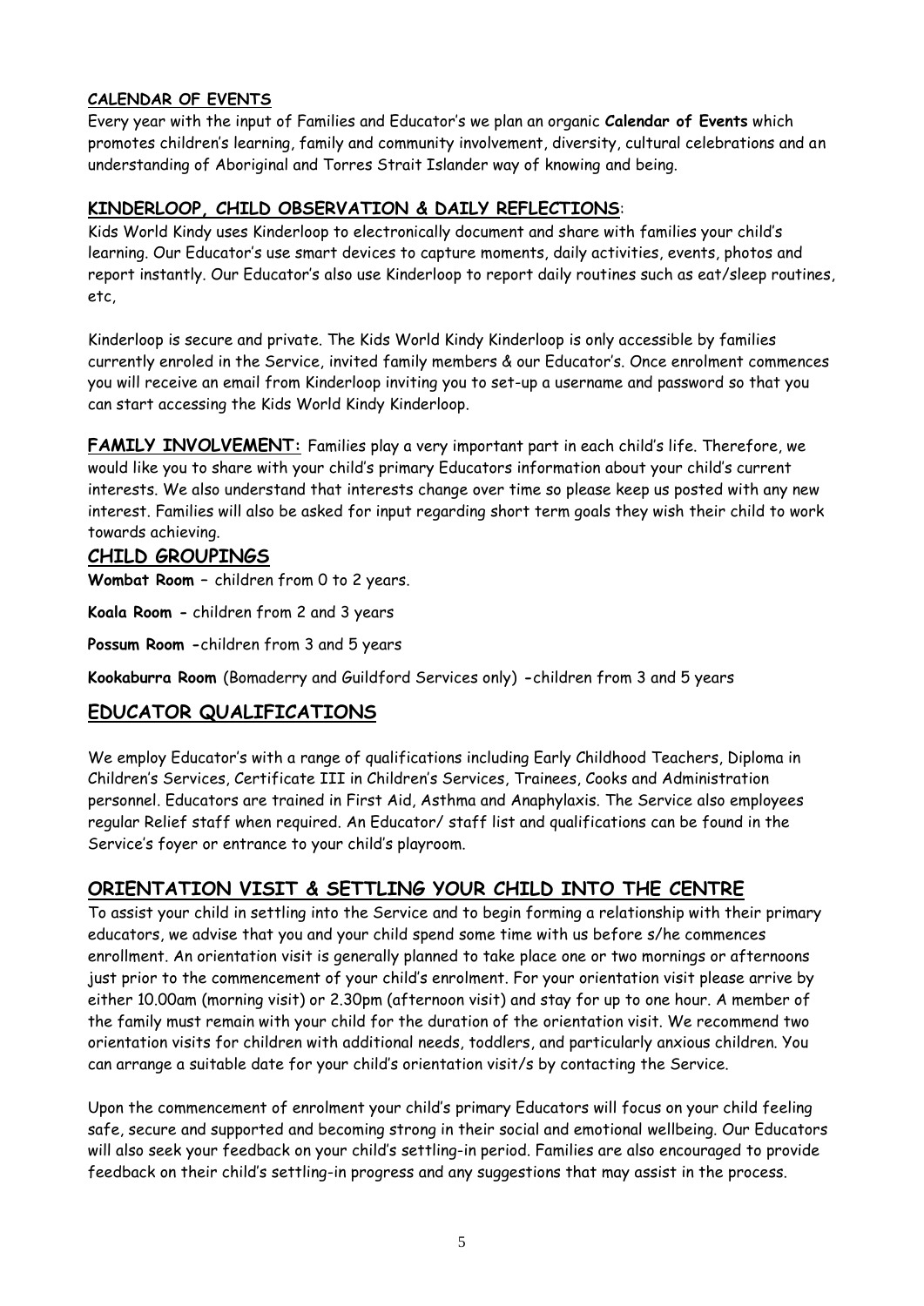## CALENDAR OF EVENTS

Every year with the input of Families and Educator's we plan an organic **Calendar of Events** which promotes children's learning, family and community involvement, diversity, cultural celebrations and an understanding of Aboriginal and Torres Strait Islander way of knowing and being.

## KINDERLOOP, CHILD OBSERVATION & DAILY REFLECTIONS:

Kids World Kindy uses Kinderloop to electronically document and share with families your child's learning. Our Educator's use smart devices to capture moments, daily activities, events, photos and report instantly. Our Educator's also use Kinderloop to report daily routines such as eat/sleep routines, etc,

Kinderloop is secure and private. The Kids World Kindy Kinderloop is only accessible by families currently enroled in the Service, invited family members & our Educator's. Once enrolment commences you will receive an email from Kinderloop inviting you to set-up a username and password so that you can start accessing the Kids World Kindy Kinderloop.

**FAMILY INVOLVEMENT:** Families play a very important part in each child's life. Therefore, we would like you to share with your child's primary Educators information about your child's current interests. We also understand that interests change over time so please keep us posted with any new interest. Families will also be asked for input regarding short term goals they wish their child to work towards achieving.

## CHILD GROUPINGS

**Wombat Room** – children from 0 to 2 years.

**Koala Room -** children from 2 and 3 years

**Possum Room -**children from 3 and 5 years

**Kookaburra Room** (Bomaderry and Guildford Services only) **-**children from 3 and 5 years

## EDUCATOR QUALIFICATIONS

We employ Educator's with a range of qualifications including Early Childhood Teachers, Diploma in Children's Services, Certificate III in Children's Services, Trainees, Cooks and Administration personnel. Educators are trained in First Aid, Asthma and Anaphylaxis. The Service also employees regular Relief staff when required. An Educator/ staff list and qualifications can be found in the Service's foyer or entrance to your child's playroom.

## ORIENTATION VISIT & SETTLING YOUR CHILD INTO THE CENTRE

To assist your child in settling into the Service and to begin forming a relationship with their primary educators, we advise that you and your child spend some time with us before s/he commences enrollment. An orientation visit is generally planned to take place one or two mornings or afternoons just prior to the commencement of your child's enrolment. For your orientation visit please arrive by either 10.00am (morning visit) or 2.30pm (afternoon visit) and stay for up to one hour. A member of the family must remain with your child for the duration of the orientation visit. We recommend two orientation visits for children with additional needs, toddlers, and particularly anxious children. You can arrange a suitable date for your child's orientation visit/s by contacting the Service.

Upon the commencement of enrolment your child's primary Educators will focus on your child feeling safe, secure and supported and becoming strong in their social and emotional wellbeing. Our Educators will also seek your feedback on your child's settling-in period. Families are also encouraged to provide feedback on their child's settling-in progress and any suggestions that may assist in the process.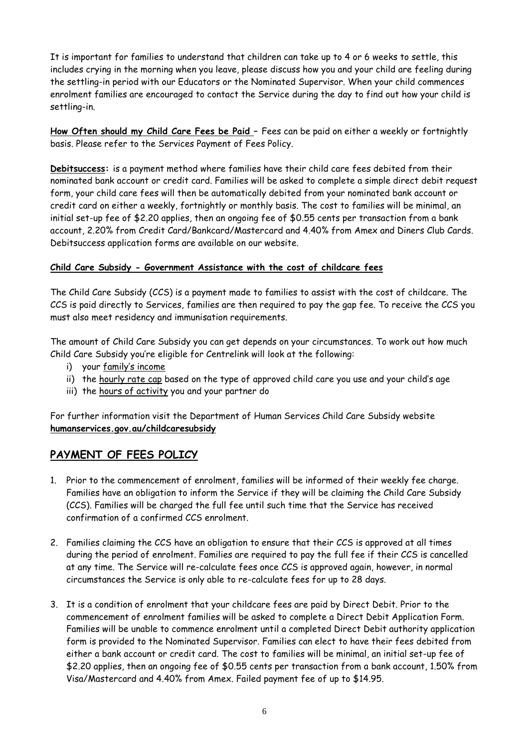It is important for families to understand that children can take up to 4 or 6 weeks to settle, this includes crying in the morning when you leave, please discuss how you and your child are feeling during the settling-in period with our Educators or the Nominated Supervisor. When your child commences enrolment families are encouraged to contact the Service during the day to find out how your child is settling-in.

**How Often should my Child Care Fees be Paid** – Fees can be paid on either a weekly or fortnightly basis. Please refer to the Services Payment of Fees Policy.

**Debitsuccess:** is a payment method where families have their child care fees debited from their nominated bank account or credit card. Families will be asked to complete a simple direct debit request form, your child care fees will then be automatically debited from your nominated bank account or credit card on either a weekly, fortnightly or monthly basis. The cost to families will be minimal, an initial set-up fee of $2.20 applies, then an ongoing fee of $0.55 cents per transaction from a bank account, 2.20% from Credit Card/Bankcard/Mastercard and 4.40% from Amex and Diners Club Cards. Debitsuccess application forms are available on our website.

**Child Care Subsidy - Government Assistance with the cost of childcare fees**

The Child Care Subsidy (CCS) is a payment made to families to assist with the cost of childcare. The CCS is paid directly to Services, families are then required to pay the gap fee. To receive the CCS you must also meet residency and immunisation requirements.

The amount of Child Care Subsidy you can get depends on your circumstances. To work out how much Child Care Subsidy you're eligible for Centrelink will look at the following:

i) your family's income
ii) the hourly rate cap based on the type of approved child care you use and your child's age
iii) the hours of activity you and your partner do

For further information visit the Department of Human Services Child Care Subsidy website **humanservices.gov.au/childcaresubsidy**

## PAYMENT OF FEES POLICY

1. Prior to the commencement of enrolment, families will be informed of their weekly fee charge. Families have an obligation to inform the Service if they will be claiming the Child Care Subsidy (CCS). Families will be charged the full fee until such time that the Service has received confirmation of a confirmed CCS enrolment.

2. Families claiming the CCS have an obligation to ensure that their CCS is approved at all times during the period of enrolment. Families are required to pay the full fee if their CCS is cancelled at any time. The Service will re-calculate fees once CCS is approved again, however, in normal circumstances the Service is only able to re-calculate fees for up to 28 days.

3. It is a condition of enrolment that your childcare fees are paid by Direct Debit. Prior to the commencement of enrolment families will be asked to complete a Direct Debit Application Form. Families will be unable to commence enrolment until a completed Direct Debit authority application form is provided to the Nominated Supervisor. Families can elect to have their fees debited from either a bank account or credit card. The cost to families will be minimal, an initial set-up fee of $2.20 applies, then an ongoing fee of $0.55 cents per transaction from a bank account, 1.50% from Visa/Mastercard and 4.40% from Amex. Failed payment fee of up to $14.95.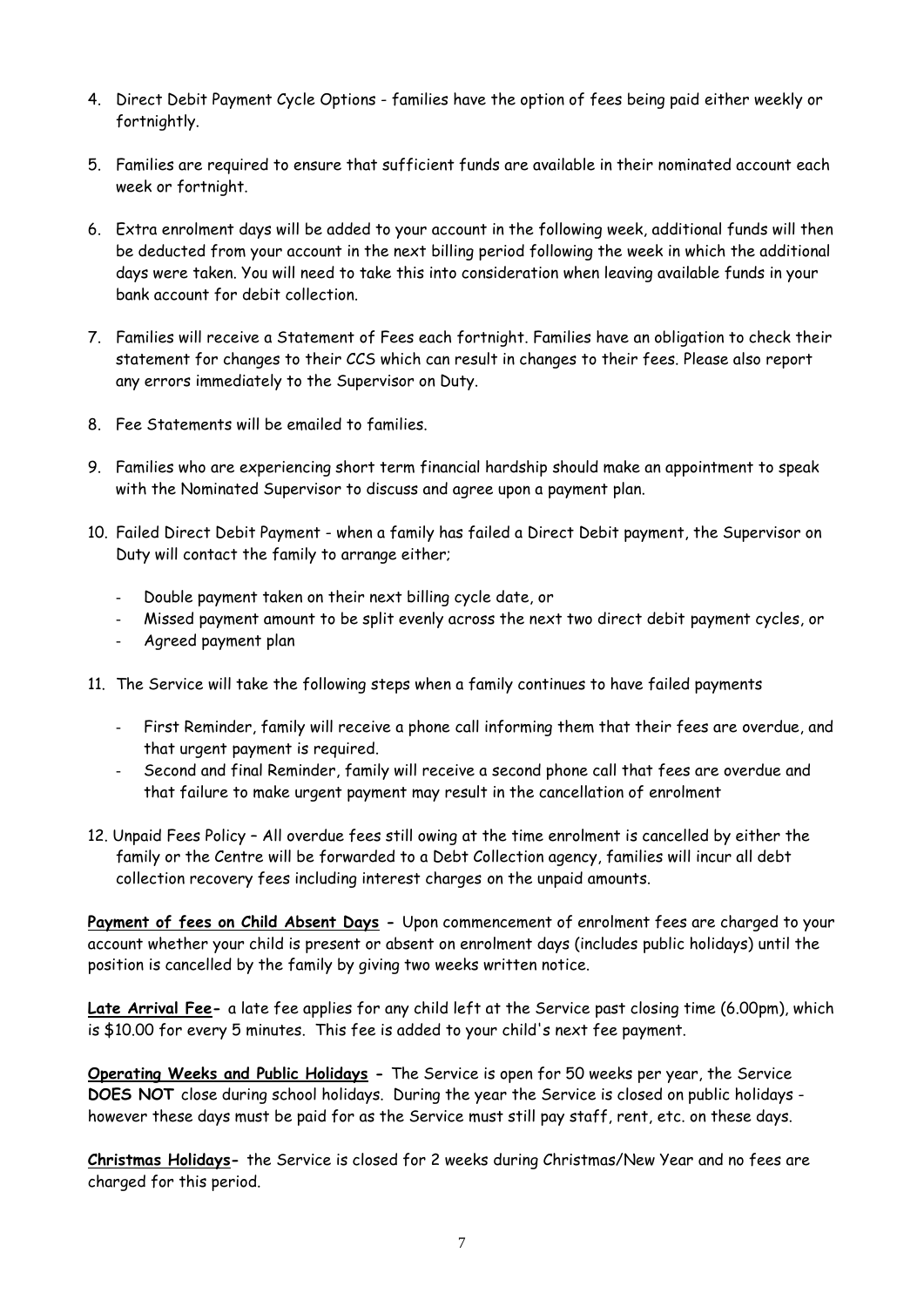4. Direct Debit Payment Cycle Options - families have the option of fees being paid either weekly or fortnightly.

5. Families are required to ensure that sufficient funds are available in their nominated account each week or fortnight.

6. Extra enrolment days will be added to your account in the following week, additional funds will then be deducted from your account in the next billing period following the week in which the additional days were taken. You will need to take this into consideration when leaving available funds in your bank account for debit collection.

7. Families will receive a Statement of Fees each fortnight. Families have an obligation to check their statement for changes to their CCS which can result in changes to their fees. Please also report any errors immediately to the Supervisor on Duty.

8. Fee Statements will be emailed to families.

9. Families who are experiencing short term financial hardship should make an appointment to speak with the Nominated Supervisor to discuss and agree upon a payment plan.

10. Failed Direct Debit Payment - when a family has failed a Direct Debit payment, the Supervisor on Duty will contact the family to arrange either;

    - Double payment taken on their next billing cycle date, or
    - Missed payment amount to be split evenly across the next two direct debit payment cycles, or
    - Agreed payment plan

11. The Service will take the following steps when a family continues to have failed payments

    - First Reminder, family will receive a phone call informing them that their fees are overdue, and that urgent payment is required.
    - Second and final Reminder, family will receive a second phone call that fees are overdue and that failure to make urgent payment may result in the cancellation of enrolment

12. Unpaid Fees Policy – All overdue fees still owing at the time enrolment is cancelled by either the family or the Centre will be forwarded to a Debt Collection agency, families will incur all debt collection recovery fees including interest charges on the unpaid amounts.

**Payment of fees on Child Absent Days -** Upon commencement of enrolment fees are charged to your account whether your child is present or absent on enrolment days (includes public holidays) until the position is cancelled by the family by giving two weeks written notice.

**Late Arrival Fee-** a late fee applies for any child left at the Service past closing time (6.00pm), which is $10.00 for every 5 minutes. This fee is added to your child's next fee payment.

**Operating Weeks and Public Holidays -** The Service is open for 50 weeks per year, the Service **DOES NOT** close during school holidays. During the year the Service is closed on public holidays - however these days must be paid for as the Service must still pay staff, rent, etc. on these days.

**Christmas Holidays-** the Service is closed for 2 weeks during Christmas/New Year and no fees are charged for this period.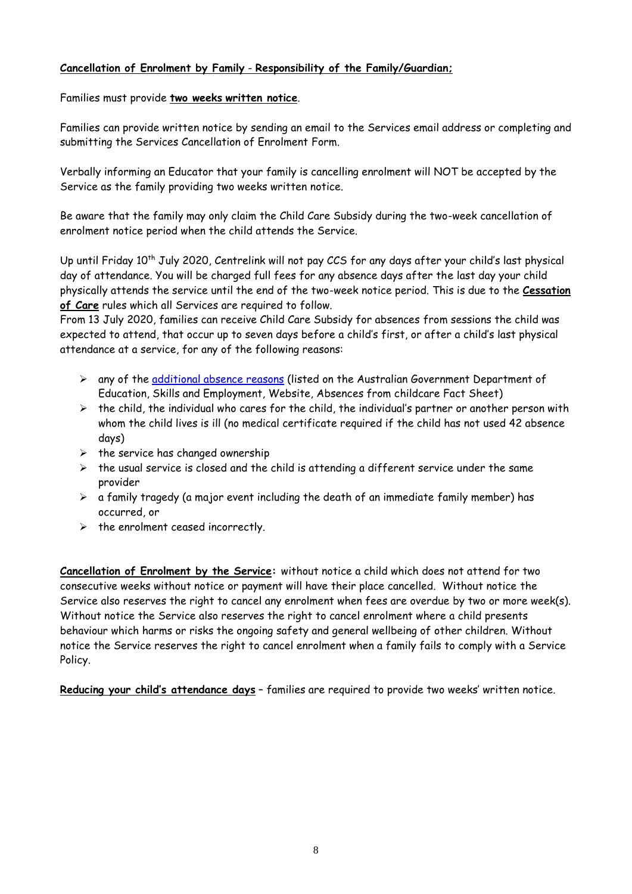**Cancellation of Enrolment by Family - Responsibility of the Family/Guardian;**

Families must provide **two weeks written notice**.

Families can provide written notice by sending an email to the Services email address or completing and submitting the Services Cancellation of Enrolment Form.

Verbally informing an Educator that your family is cancelling enrolment will NOT be accepted by the Service as the family providing two weeks written notice.

Be aware that the family may only claim the Child Care Subsidy during the two-week cancellation of enrolment notice period when the child attends the Service.

Up until Friday 10th July 2020, Centrelink will not pay CCS for any days after your child's last physical day of attendance. You will be charged full fees for any absence days after the last day your child physically attends the service until the end of the two-week notice period. This is due to the **Cessation of Care** rules which all Services are required to follow.
From 13 July 2020, families can receive Child Care Subsidy for absences from sessions the child was expected to attend, that occur up to seven days before a child's first, or after a child's last physical attendance at a service, for any of the following reasons:

- any of the additional absence reasons (listed on the Australian Government Department of Education, Skills and Employment, Website, Absences from childcare Fact Sheet)
- the child, the individual who cares for the child, the individual's partner or another person with whom the child lives is ill (no medical certificate required if the child has not used 42 absence days)
- the service has changed ownership
- the usual service is closed and the child is attending a different service under the same provider
- a family tragedy (a major event including the death of an immediate family member) has occurred, or
- the enrolment ceased incorrectly.

**Cancellation of Enrolment by the Service:** without notice a child which does not attend for two consecutive weeks without notice or payment will have their place cancelled. Without notice the Service also reserves the right to cancel any enrolment when fees are overdue by two or more week(s). Without notice the Service also reserves the right to cancel enrolment where a child presents behaviour which harms or risks the ongoing safety and general wellbeing of other children. Without notice the Service reserves the right to cancel enrolment when a family fails to comply with a Service Policy.

**Reducing your child's attendance days** – families are required to provide two weeks' written notice.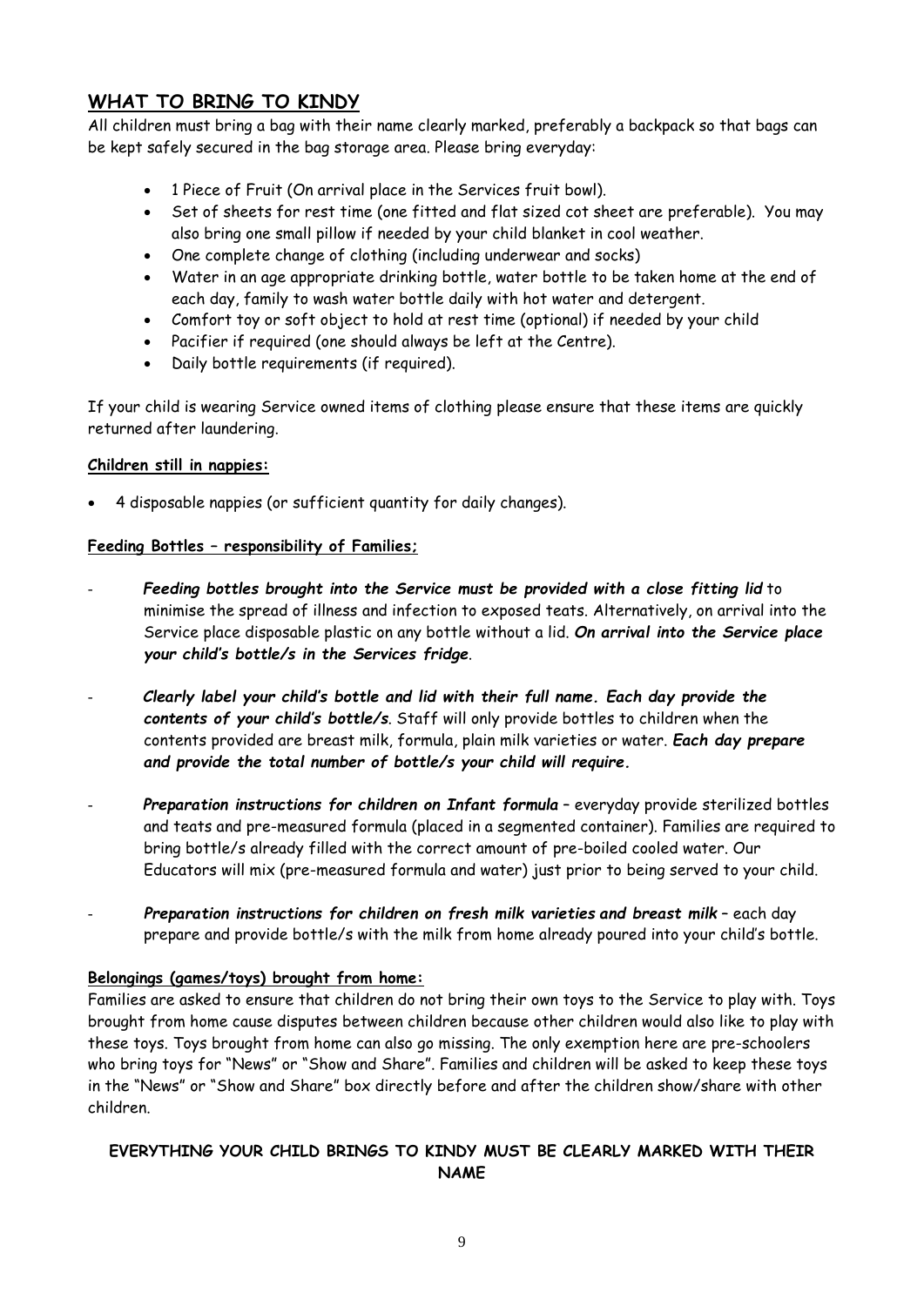## WHAT TO BRING TO KINDY

All children must bring a bag with their name clearly marked, preferably a backpack so that bags can be kept safely secured in the bag storage area. Please bring everyday:

- 1 Piece of Fruit (On arrival place in the Services fruit bowl).
- Set of sheets for rest time (one fitted and flat sized cot sheet are preferable). You may also bring one small pillow if needed by your child blanket in cool weather.
- One complete change of clothing (including underwear and socks)
- Water in an age appropriate drinking bottle, water bottle to be taken home at the end of each day, family to wash water bottle daily with hot water and detergent.
- Comfort toy or soft object to hold at rest time (optional) if needed by your child
- Pacifier if required (one should always be left at the Centre).
- Daily bottle requirements (if required).

If your child is wearing Service owned items of clothing please ensure that these items are quickly returned after laundering.

**Children still in nappies:**

- 4 disposable nappies (or sufficient quantity for daily changes).

**Feeding Bottles – responsibility of Families;**

- ***Feeding bottles brought into the Service must be provided with a close fitting lid*** to minimise the spread of illness and infection to exposed teats. Alternatively, on arrival into the Service place disposable plastic on any bottle without a lid. ***On arrival into the Service place your child's bottle/s in the Services fridge***.

- ***Clearly label your child's bottle and lid with their full name. Each day provide the contents of your child's bottle/s***. Staff will only provide bottles to children when the contents provided are breast milk, formula, plain milk varieties or water. ***Each day prepare and provide the total number of bottle/s your child will require.***

- ***Preparation instructions for children on Infant formula*** – everyday provide sterilized bottles and teats and pre-measured formula (placed in a segmented container). Families are required to bring bottle/s already filled with the correct amount of pre-boiled cooled water. Our Educators will mix (pre-measured formula and water) just prior to being served to your child.

- ***Preparation instructions for children on fresh milk varieties and breast milk*** – each day prepare and provide bottle/s with the milk from home already poured into your child's bottle.

**Belongings (games/toys) brought from home:**

Families are asked to ensure that children do not bring their own toys to the Service to play with. Toys brought from home cause disputes between children because other children would also like to play with these toys. Toys brought from home can also go missing. The only exemption here are pre-schoolers who bring toys for "News" or "Show and Share". Families and children will be asked to keep these toys in the "News" or "Show and Share" box directly before and after the children show/share with other children.

**EVERYTHING YOUR CHILD BRINGS TO KINDY MUST BE CLEARLY MARKED WITH THEIR NAME**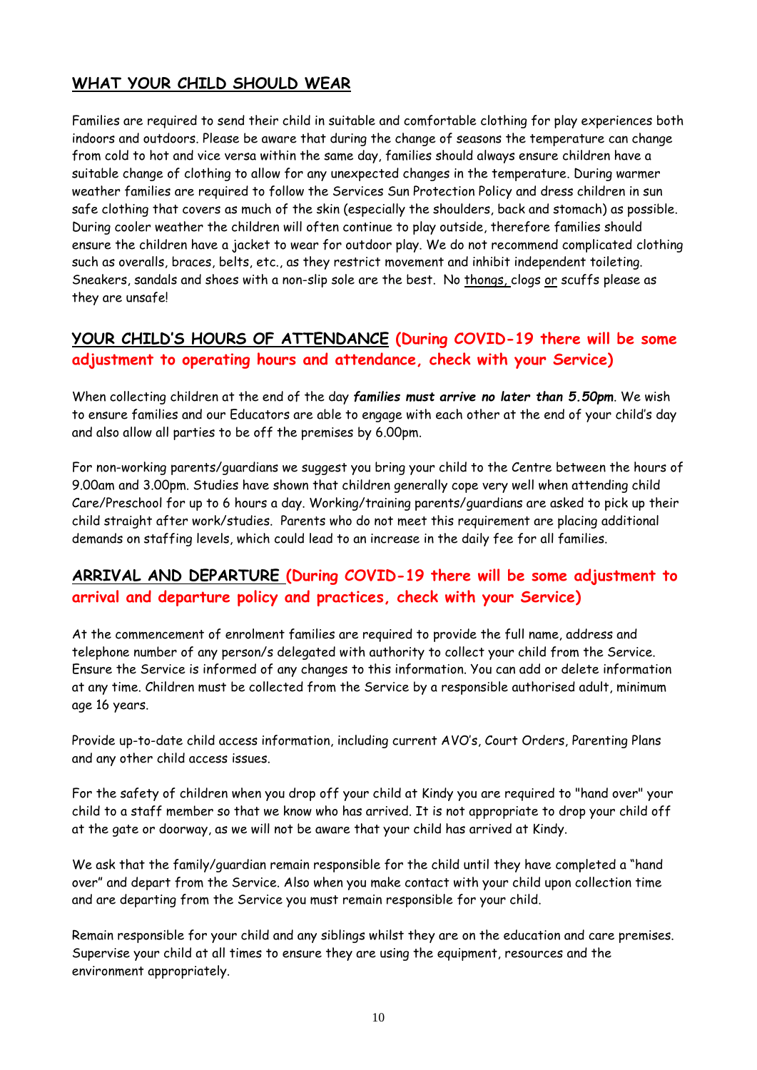## WHAT YOUR CHILD SHOULD WEAR

Families are required to send their child in suitable and comfortable clothing for play experiences both indoors and outdoors. Please be aware that during the change of seasons the temperature can change from cold to hot and vice versa within the same day, families should always ensure children have a suitable change of clothing to allow for any unexpected changes in the temperature. During warmer weather families are required to follow the Services Sun Protection Policy and dress children in sun safe clothing that covers as much of the skin (especially the shoulders, back and stomach) as possible. During cooler weather the children will often continue to play outside, therefore families should ensure the children have a jacket to wear for outdoor play. We do not recommend complicated clothing such as overalls, braces, belts, etc., as they restrict movement and inhibit independent toileting. Sneakers, sandals and shoes with a non-slip sole are the best. No thongs, clogs or scuffs please as they are unsafe!

## YOUR CHILD'S HOURS OF ATTENDANCE **(During COVID-19 there will be some adjustment to operating hours and attendance, check with your Service)**

When collecting children at the end of the day ***families must arrive no later than 5.50pm***. We wish to ensure families and our Educators are able to engage with each other at the end of your child's day and also allow all parties to be off the premises by 6.00pm.

For non-working parents/guardians we suggest you bring your child to the Centre between the hours of 9.00am and 3.00pm. Studies have shown that children generally cope very well when attending child Care/Preschool for up to 6 hours a day. Working/training parents/guardians are asked to pick up their child straight after work/studies. Parents who do not meet this requirement are placing additional demands on staffing levels, which could lead to an increase in the daily fee for all families.

## ARRIVAL AND DEPARTURE **(During COVID-19 there will be some adjustment to arrival and departure policy and practices, check with your Service)**

At the commencement of enrolment families are required to provide the full name, address and telephone number of any person/s delegated with authority to collect your child from the Service. Ensure the Service is informed of any changes to this information. You can add or delete information at any time. Children must be collected from the Service by a responsible authorised adult, minimum age 16 years.

Provide up-to-date child access information, including current AVO's, Court Orders, Parenting Plans and any other child access issues.

For the safety of children when you drop off your child at Kindy you are required to "hand over" your child to a staff member so that we know who has arrived. It is not appropriate to drop your child off at the gate or doorway, as we will not be aware that your child has arrived at Kindy.

We ask that the family/guardian remain responsible for the child until they have completed a "hand over" and depart from the Service. Also when you make contact with your child upon collection time and are departing from the Service you must remain responsible for your child.

Remain responsible for your child and any siblings whilst they are on the education and care premises. Supervise your child at all times to ensure they are using the equipment, resources and the environment appropriately.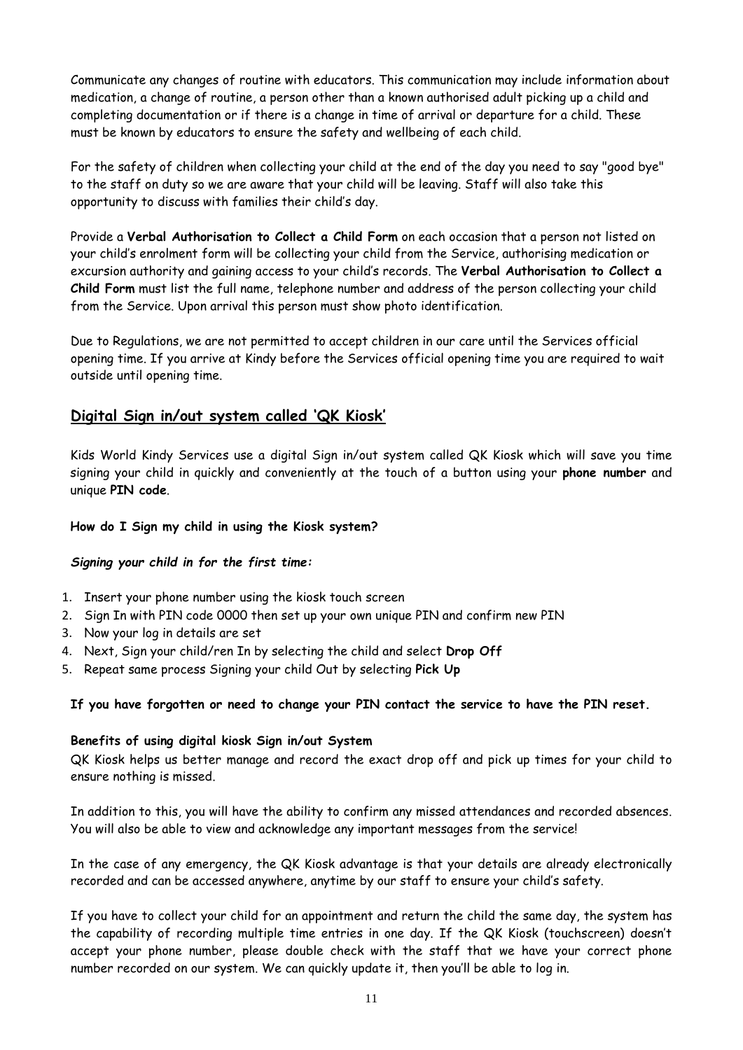Communicate any changes of routine with educators. This communication may include information about medication, a change of routine, a person other than a known authorised adult picking up a child and completing documentation or if there is a change in time of arrival or departure for a child. These must be known by educators to ensure the safety and wellbeing of each child.

For the safety of children when collecting your child at the end of the day you need to say "good bye" to the staff on duty so we are aware that your child will be leaving. Staff will also take this opportunity to discuss with families their child's day.

Provide a **Verbal Authorisation to Collect a Child Form** on each occasion that a person not listed on your child's enrolment form will be collecting your child from the Service, authorising medication or excursion authority and gaining access to your child's records. The **Verbal Authorisation to Collect a Child Form** must list the full name, telephone number and address of the person collecting your child from the Service. Upon arrival this person must show photo identification.

Due to Regulations, we are not permitted to accept children in our care until the Services official opening time. If you arrive at Kindy before the Services official opening time you are required to wait outside until opening time.

## Digital Sign in/out system called 'QK Kiosk'

Kids World Kindy Services use a digital Sign in/out system called QK Kiosk which will save you time signing your child in quickly and conveniently at the touch of a button using your **phone number** and unique **PIN code**.

**How do I Sign my child in using the Kiosk system?**

***Signing your child in for the first time:***

1. Insert your phone number using the kiosk touch screen
2. Sign In with PIN code 0000 then set up your own unique PIN and confirm new PIN
3. Now your log in details are set
4. Next, Sign your child/ren In by selecting the child and select **Drop Off**
5. Repeat same process Signing your child Out by selecting **Pick Up**

**If you have forgotten or need to change your PIN contact the service to have the PIN reset.**

**Benefits of using digital kiosk Sign in/out System**

QK Kiosk helps us better manage and record the exact drop off and pick up times for your child to ensure nothing is missed.

In addition to this, you will have the ability to confirm any missed attendances and recorded absences. You will also be able to view and acknowledge any important messages from the service!

In the case of any emergency, the QK Kiosk advantage is that your details are already electronically recorded and can be accessed anywhere, anytime by our staff to ensure your child's safety.

If you have to collect your child for an appointment and return the child the same day, the system has the capability of recording multiple time entries in one day. If the QK Kiosk (touchscreen) doesn't accept your phone number, please double check with the staff that we have your correct phone number recorded on our system. We can quickly update it, then you'll be able to log in.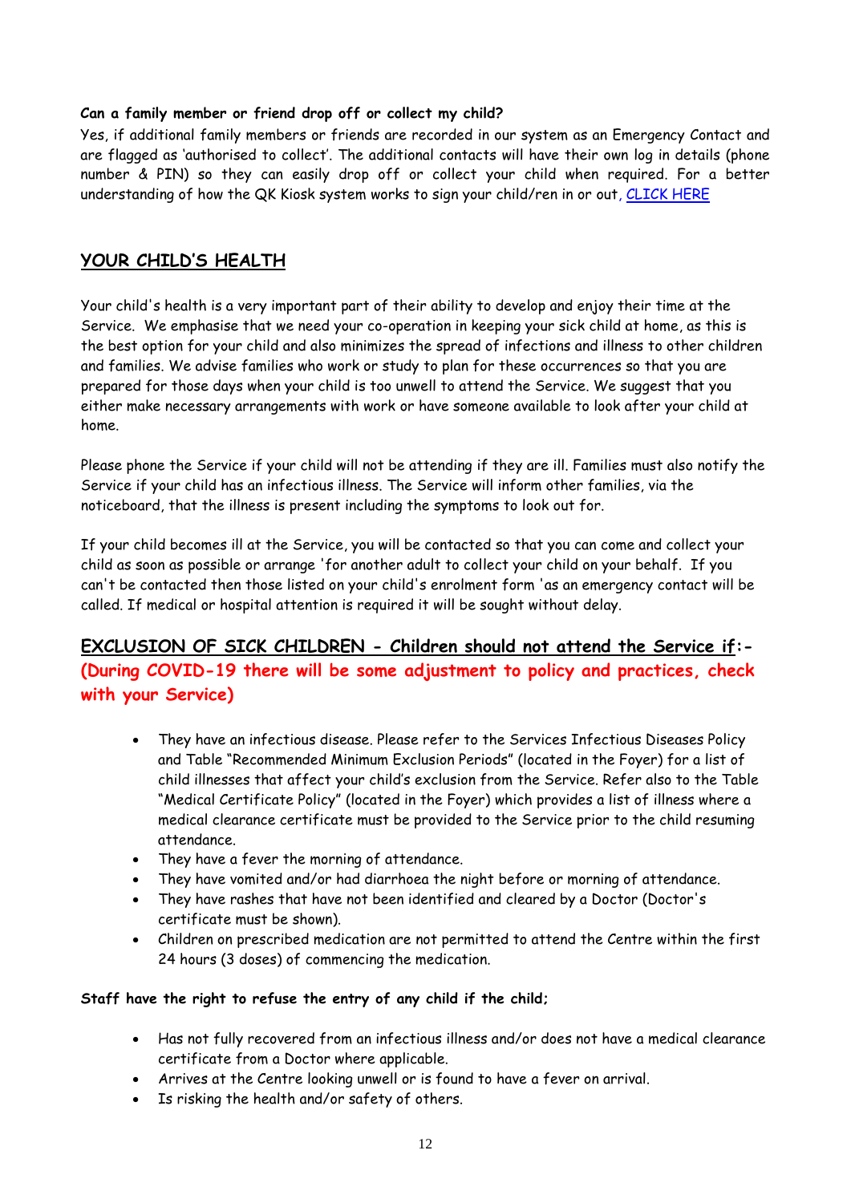**Can a family member or friend drop off or collect my child?**

Yes, if additional family members or friends are recorded in our system as an Emergency Contact and are flagged as 'authorised to collect'. The additional contacts will have their own log in details (phone number & PIN) so they can easily drop off or collect your child when required. For a better understanding of how the QK Kiosk system works to sign your child/ren in or out, CLICK HERE

## YOUR CHILD'S HEALTH

Your child's health is a very important part of their ability to develop and enjoy their time at the Service. We emphasise that we need your co-operation in keeping your sick child at home, as this is the best option for your child and also minimizes the spread of infections and illness to other children and families. We advise families who work or study to plan for these occurrences so that you are prepared for those days when your child is too unwell to attend the Service. We suggest that you either make necessary arrangements with work or have someone available to look after your child at home.

Please phone the Service if your child will not be attending if they are ill. Families must also notify the Service if your child has an infectious illness. The Service will inform other families, via the noticeboard, that the illness is present including the symptoms to look out for.

If your child becomes ill at the Service, you will be contacted so that you can come and collect your child as soon as possible or arrange 'for another adult to collect your child on your behalf. If you can't be contacted then those listed on your child's enrolment form 'as an emergency contact will be called. If medical or hospital attention is required it will be sought without delay.

## EXCLUSION OF SICK CHILDREN - Children should not attend the Service if:- (During COVID-19 there will be some adjustment to policy and practices, check with your Service)

- They have an infectious disease. Please refer to the Services Infectious Diseases Policy and Table "Recommended Minimum Exclusion Periods" (located in the Foyer) for a list of child illnesses that affect your child's exclusion from the Service. Refer also to the Table "Medical Certificate Policy" (located in the Foyer) which provides a list of illness where a medical clearance certificate must be provided to the Service prior to the child resuming attendance.
- They have a fever the morning of attendance.
- They have vomited and/or had diarrhoea the night before or morning of attendance.
- They have rashes that have not been identified and cleared by a Doctor (Doctor's certificate must be shown).
- Children on prescribed medication are not permitted to attend the Centre within the first 24 hours (3 doses) of commencing the medication.

**Staff have the right to refuse the entry of any child if the child;**

- Has not fully recovered from an infectious illness and/or does not have a medical clearance certificate from a Doctor where applicable.
- Arrives at the Centre looking unwell or is found to have a fever on arrival.
- Is risking the health and/or safety of others.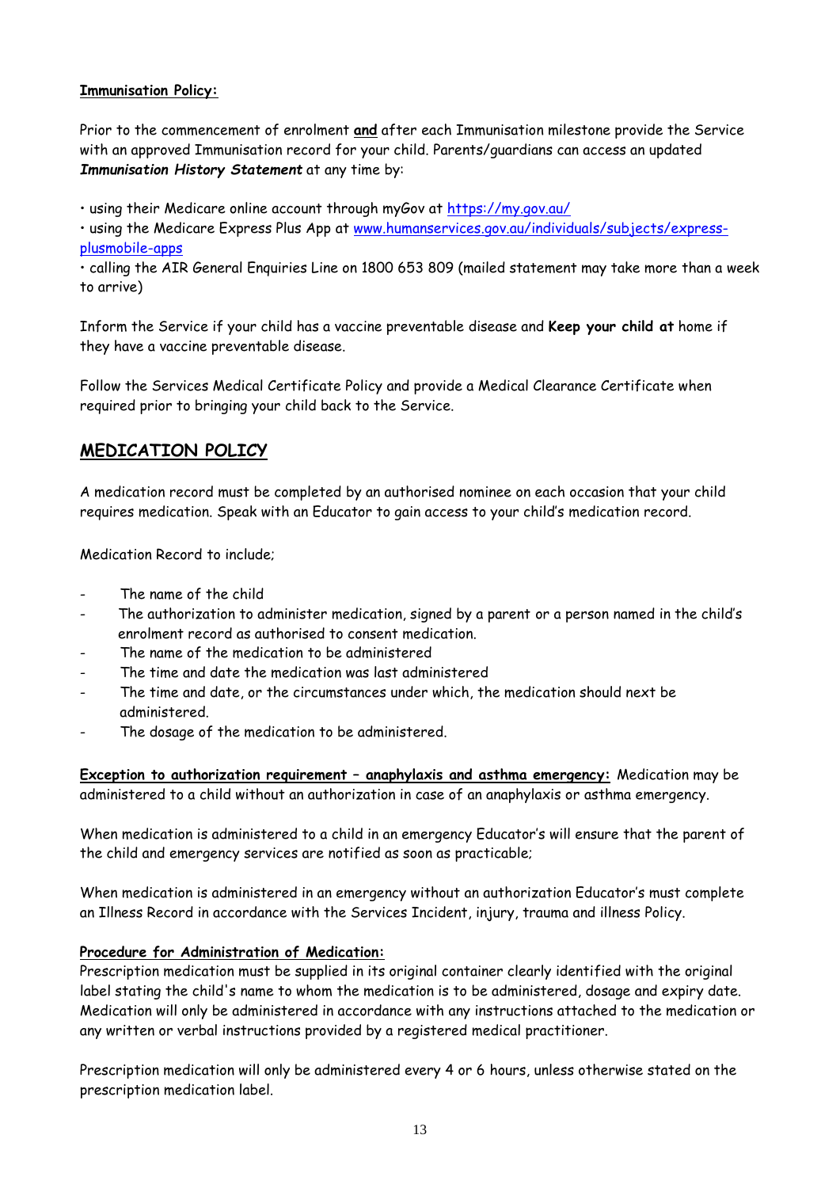**Immunisation Policy:**

Prior to the commencement of enrolment **and** after each Immunisation milestone provide the Service with an approved Immunisation record for your child. Parents/guardians can access an updated ***Immunisation History Statement*** at any time by:

• using their Medicare online account through myGov at [https://my.gov.au/](https://my.gov.au/)
• using the Medicare Express Plus App at [www.humanservices.gov.au/individuals/subjects/express-plusmobile-apps](www.humanservices.gov.au/individuals/subjects/express-plusmobile-apps)
• calling the AIR General Enquiries Line on 1800 653 809 (mailed statement may take more than a week to arrive)

Inform the Service if your child has a vaccine preventable disease and **Keep your child at** home if they have a vaccine preventable disease.

Follow the Services Medical Certificate Policy and provide a Medical Clearance Certificate when required prior to bringing your child back to the Service.

## MEDICATION POLICY

A medication record must be completed by an authorised nominee on each occasion that your child requires medication. Speak with an Educator to gain access to your child's medication record.

Medication Record to include;

- The name of the child
- The authorization to administer medication, signed by a parent or a person named in the child's enrolment record as authorised to consent medication.
- The name of the medication to be administered
- The time and date the medication was last administered
- The time and date, or the circumstances under which, the medication should next be administered.
- The dosage of the medication to be administered.

**Exception to authorization requirement – anaphylaxis and asthma emergency:** Medication may be administered to a child without an authorization in case of an anaphylaxis or asthma emergency.

When medication is administered to a child in an emergency Educator's will ensure that the parent of the child and emergency services are notified as soon as practicable;

When medication is administered in an emergency without an authorization Educator's must complete an Illness Record in accordance with the Services Incident, injury, trauma and illness Policy.

**Procedure for Administration of Medication:**
Prescription medication must be supplied in its original container clearly identified with the original label stating the child's name to whom the medication is to be administered, dosage and expiry date. Medication will only be administered in accordance with any instructions attached to the medication or any written or verbal instructions provided by a registered medical practitioner.

Prescription medication will only be administered every 4 or 6 hours, unless otherwise stated on the prescription medication label.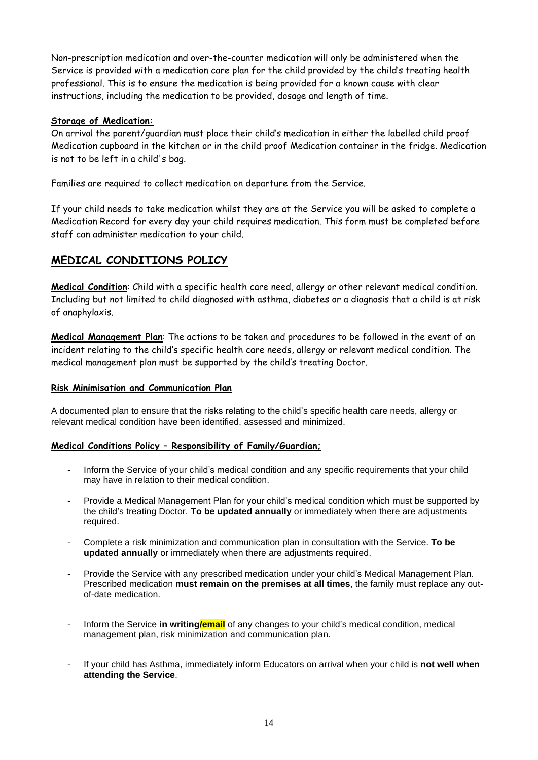Non-prescription medication and over-the-counter medication will only be administered when the Service is provided with a medication care plan for the child provided by the child's treating health professional. This is to ensure the medication is being provided for a known cause with clear instructions, including the medication to be provided, dosage and length of time.

**Storage of Medication:**

On arrival the parent/guardian must place their child's medication in either the labelled child proof Medication cupboard in the kitchen or in the child proof Medication container in the fridge. Medication is not to be left in a child's bag.

Families are required to collect medication on departure from the Service.

If your child needs to take medication whilst they are at the Service you will be asked to complete a Medication Record for every day your child requires medication. This form must be completed before staff can administer medication to your child.

## MEDICAL CONDITIONS POLICY

**Medical Condition**: Child with a specific health care need, allergy or other relevant medical condition. Including but not limited to child diagnosed with asthma, diabetes or a diagnosis that a child is at risk of anaphylaxis.

**Medical Management Plan**: The actions to be taken and procedures to be followed in the event of an incident relating to the child's specific health care needs, allergy or relevant medical condition. The medical management plan must be supported by the child's treating Doctor.

**Risk Minimisation and Communication Plan**

A documented plan to ensure that the risks relating to the child's specific health care needs, allergy or relevant medical condition have been identified, assessed and minimized.

**Medical Conditions Policy – Responsibility of Family/Guardian;**

- Inform the Service of your child's medical condition and any specific requirements that your child may have in relation to their medical condition.
- Provide a Medical Management Plan for your child's medical condition which must be supported by the child's treating Doctor. **To be updated annually** or immediately when there are adjustments required.
- Complete a risk minimization and communication plan in consultation with the Service. **To be updated annually** or immediately when there are adjustments required.
- Provide the Service with any prescribed medication under your child's Medical Management Plan. Prescribed medication **must remain on the premises at all times**, the family must replace any out-of-date medication.
- Inform the Service **in writing/email** of any changes to your child's medical condition, medical management plan, risk minimization and communication plan.
- If your child has Asthma, immediately inform Educators on arrival when your child is **not well when attending the Service**.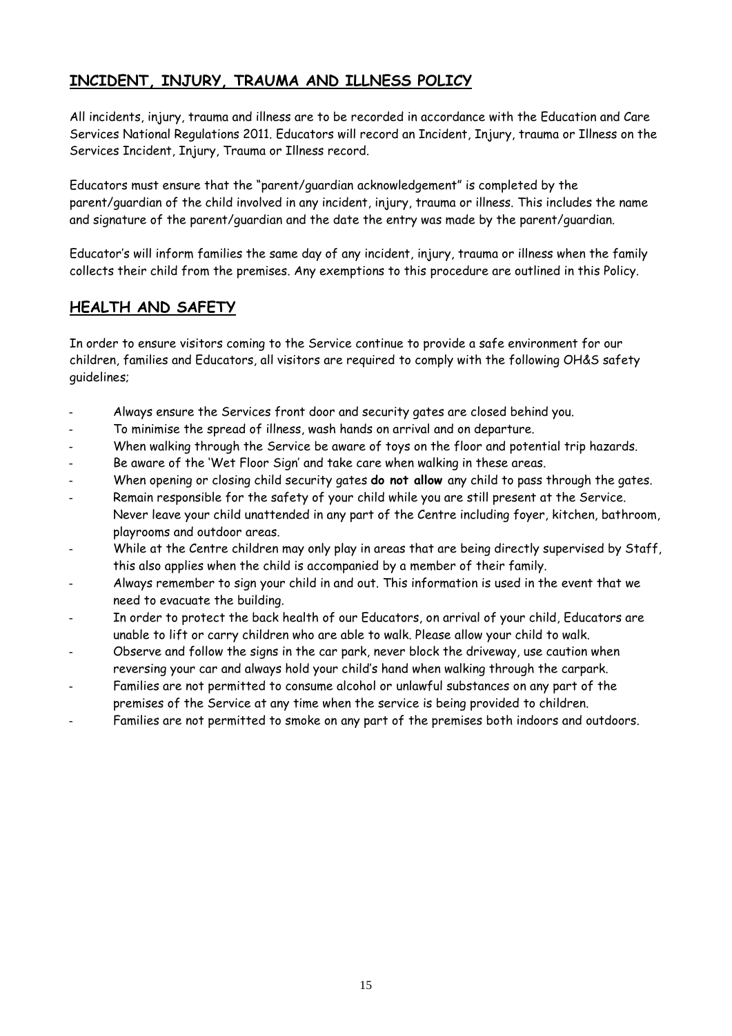## INCIDENT, INJURY, TRAUMA AND ILLNESS POLICY

All incidents, injury, trauma and illness are to be recorded in accordance with the Education and Care Services National Regulations 2011. Educators will record an Incident, Injury, trauma or Illness on the Services Incident, Injury, Trauma or Illness record.

Educators must ensure that the "parent/guardian acknowledgement" is completed by the parent/guardian of the child involved in any incident, injury, trauma or illness. This includes the name and signature of the parent/guardian and the date the entry was made by the parent/guardian.

Educator's will inform families the same day of any incident, injury, trauma or illness when the family collects their child from the premises. Any exemptions to this procedure are outlined in this Policy.

## HEALTH AND SAFETY

In order to ensure visitors coming to the Service continue to provide a safe environment for our children, families and Educators, all visitors are required to comply with the following OH&S safety guidelines;

- Always ensure the Services front door and security gates are closed behind you.
- To minimise the spread of illness, wash hands on arrival and on departure.
- When walking through the Service be aware of toys on the floor and potential trip hazards.
- Be aware of the 'Wet Floor Sign' and take care when walking in these areas.
- When opening or closing child security gates **do not allow** any child to pass through the gates.
- Remain responsible for the safety of your child while you are still present at the Service. Never leave your child unattended in any part of the Centre including foyer, kitchen, bathroom, playrooms and outdoor areas.
- While at the Centre children may only play in areas that are being directly supervised by Staff, this also applies when the child is accompanied by a member of their family.
- Always remember to sign your child in and out. This information is used in the event that we need to evacuate the building.
- In order to protect the back health of our Educators, on arrival of your child, Educators are unable to lift or carry children who are able to walk. Please allow your child to walk.
- Observe and follow the signs in the car park, never block the driveway, use caution when reversing your car and always hold your child's hand when walking through the carpark.
- Families are not permitted to consume alcohol or unlawful substances on any part of the premises of the Service at any time when the service is being provided to children.
- Families are not permitted to smoke on any part of the premises both indoors and outdoors.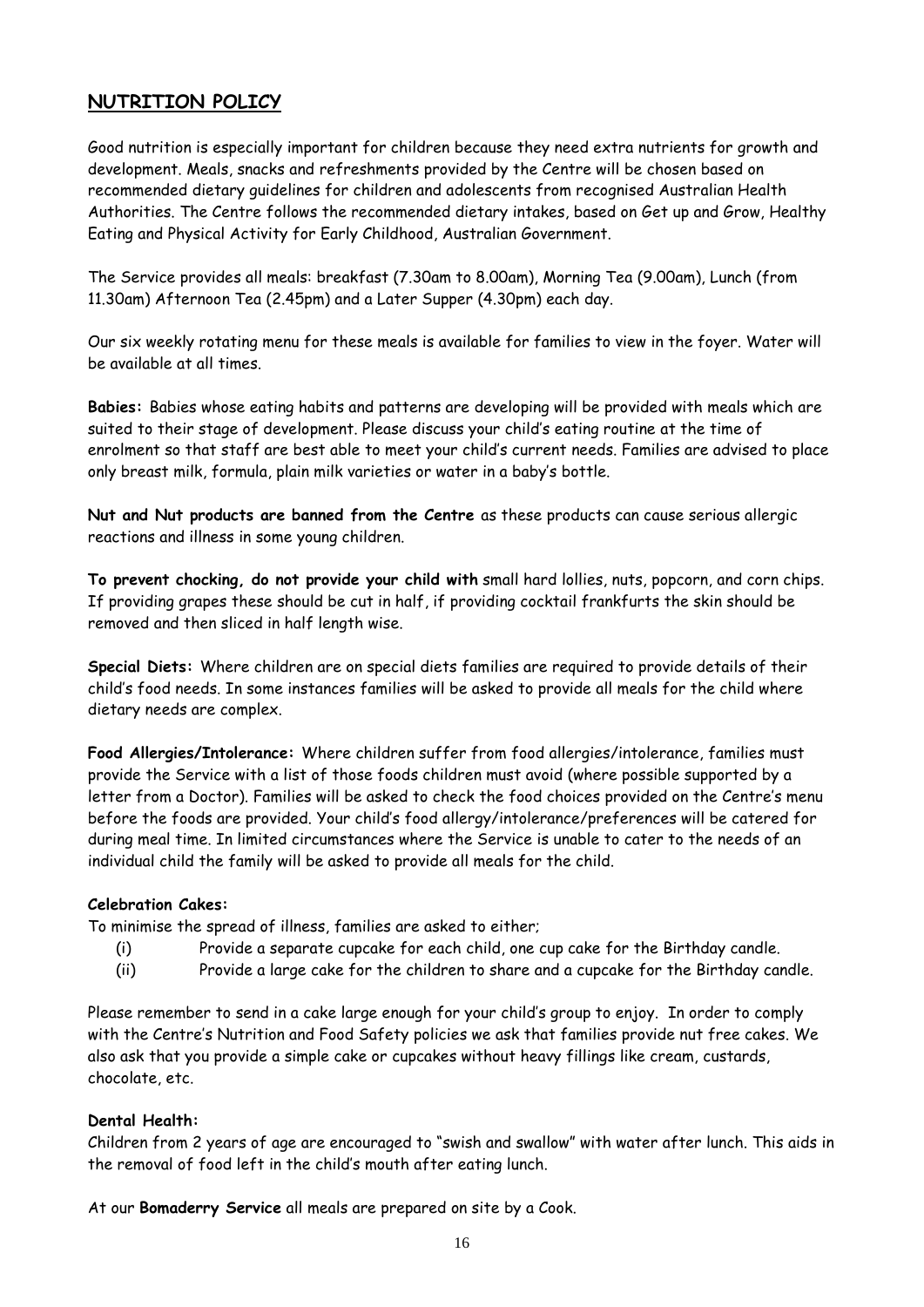## NUTRITION POLICY

Good nutrition is especially important for children because they need extra nutrients for growth and development. Meals, snacks and refreshments provided by the Centre will be chosen based on recommended dietary guidelines for children and adolescents from recognised Australian Health Authorities. The Centre follows the recommended dietary intakes, based on Get up and Grow, Healthy Eating and Physical Activity for Early Childhood, Australian Government.

The Service provides all meals: breakfast (7.30am to 8.00am), Morning Tea (9.00am), Lunch (from 11.30am) Afternoon Tea (2.45pm) and a Later Supper (4.30pm) each day.

Our six weekly rotating menu for these meals is available for families to view in the foyer. Water will be available at all times.

**Babies:** Babies whose eating habits and patterns are developing will be provided with meals which are suited to their stage of development. Please discuss your child's eating routine at the time of enrolment so that staff are best able to meet your child's current needs. Families are advised to place only breast milk, formula, plain milk varieties or water in a baby's bottle.

**Nut and Nut products are banned from the Centre** as these products can cause serious allergic reactions and illness in some young children.

**To prevent chocking, do not provide your child with** small hard lollies, nuts, popcorn, and corn chips. If providing grapes these should be cut in half, if providing cocktail frankfurts the skin should be removed and then sliced in half length wise.

**Special Diets:** Where children are on special diets families are required to provide details of their child's food needs. In some instances families will be asked to provide all meals for the child where dietary needs are complex.

**Food Allergies/Intolerance:** Where children suffer from food allergies/intolerance, families must provide the Service with a list of those foods children must avoid (where possible supported by a letter from a Doctor). Families will be asked to check the food choices provided on the Centre's menu before the foods are provided. Your child's food allergy/intolerance/preferences will be catered for during meal time. In limited circumstances where the Service is unable to cater to the needs of an individual child the family will be asked to provide all meals for the child.

**Celebration Cakes:**

To minimise the spread of illness, families are asked to either;

(i) Provide a separate cupcake for each child, one cup cake for the Birthday candle.

(ii) Provide a large cake for the children to share and a cupcake for the Birthday candle.

Please remember to send in a cake large enough for your child's group to enjoy. In order to comply with the Centre's Nutrition and Food Safety policies we ask that families provide nut free cakes. We also ask that you provide a simple cake or cupcakes without heavy fillings like cream, custards, chocolate, etc.

**Dental Health:**

Children from 2 years of age are encouraged to "swish and swallow" with water after lunch. This aids in the removal of food left in the child's mouth after eating lunch.

At our **Bomaderry Service** all meals are prepared on site by a Cook.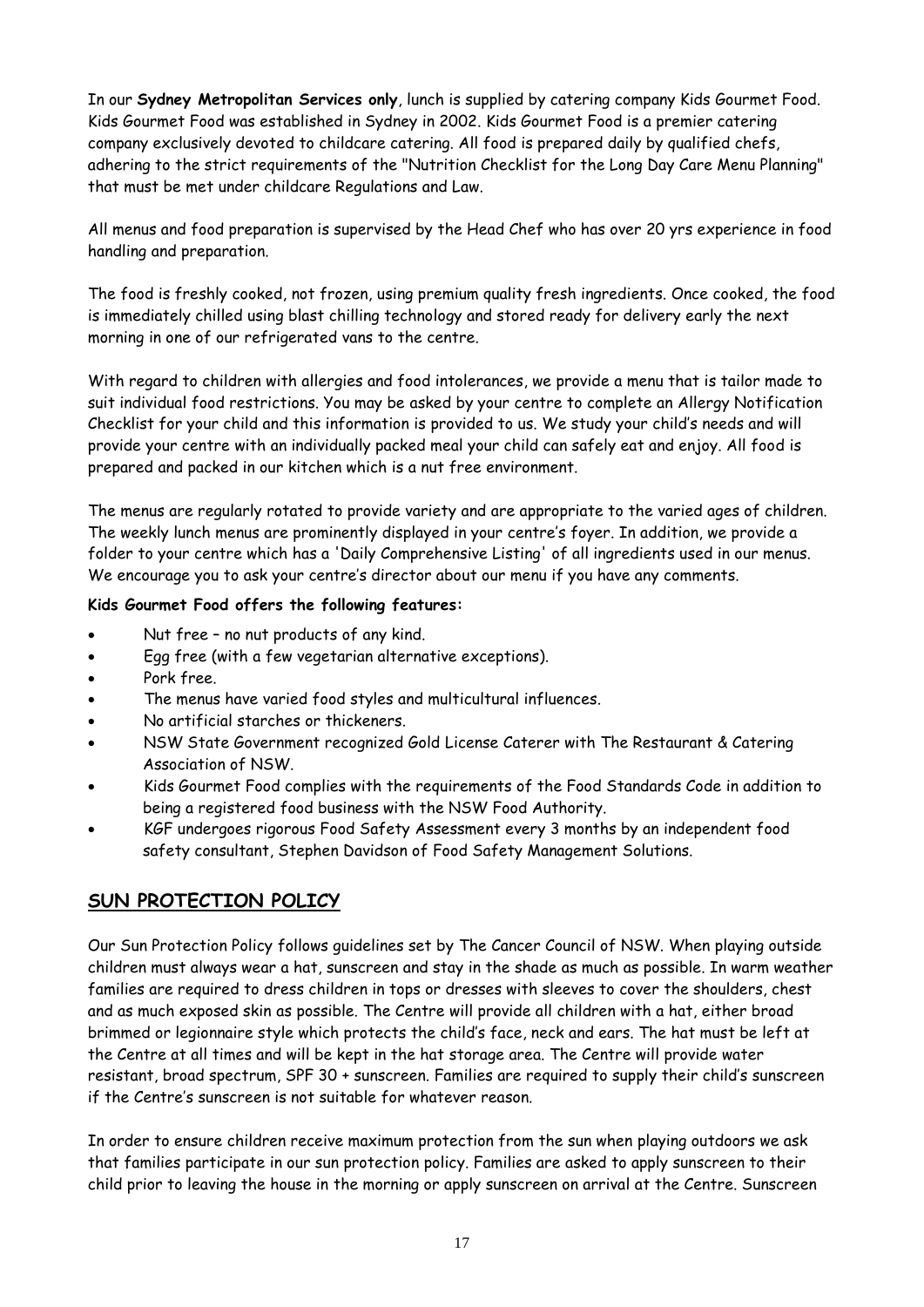In our **Sydney Metropolitan Services only**, lunch is supplied by catering company Kids Gourmet Food. Kids Gourmet Food was established in Sydney in 2002. Kids Gourmet Food is a premier catering company exclusively devoted to childcare catering. All food is prepared daily by qualified chefs, adhering to the strict requirements of the "Nutrition Checklist for the Long Day Care Menu Planning" that must be met under childcare Regulations and Law.

All menus and food preparation is supervised by the Head Chef who has over 20 yrs experience in food handling and preparation.

The food is freshly cooked, not frozen, using premium quality fresh ingredients. Once cooked, the food is immediately chilled using blast chilling technology and stored ready for delivery early the next morning in one of our refrigerated vans to the centre.

With regard to children with allergies and food intolerances, we provide a menu that is tailor made to suit individual food restrictions. You may be asked by your centre to complete an Allergy Notification Checklist for your child and this information is provided to us. We study your child's needs and will provide your centre with an individually packed meal your child can safely eat and enjoy. All food is prepared and packed in our kitchen which is a nut free environment.

The menus are regularly rotated to provide variety and are appropriate to the varied ages of children. The weekly lunch menus are prominently displayed in your centre's foyer. In addition, we provide a folder to your centre which has a 'Daily Comprehensive Listing' of all ingredients used in our menus. We encourage you to ask your centre's director about our menu if you have any comments.

**Kids Gourmet Food offers the following features:**

- Nut free – no nut products of any kind.
- Egg free (with a few vegetarian alternative exceptions).
- Pork free.
- The menus have varied food styles and multicultural influences.
- No artificial starches or thickeners.
- NSW State Government recognized Gold License Caterer with The Restaurant & Catering Association of NSW.
- Kids Gourmet Food complies with the requirements of the Food Standards Code in addition to being a registered food business with the NSW Food Authority.
- KGF undergoes rigorous Food Safety Assessment every 3 months by an independent food safety consultant, Stephen Davidson of Food Safety Management Solutions.

## SUN PROTECTION POLICY

Our Sun Protection Policy follows guidelines set by The Cancer Council of NSW. When playing outside children must always wear a hat, sunscreen and stay in the shade as much as possible. In warm weather families are required to dress children in tops or dresses with sleeves to cover the shoulders, chest and as much exposed skin as possible. The Centre will provide all children with a hat, either broad brimmed or legionnaire style which protects the child's face, neck and ears. The hat must be left at the Centre at all times and will be kept in the hat storage area. The Centre will provide water resistant, broad spectrum, SPF 30 + sunscreen. Families are required to supply their child's sunscreen if the Centre's sunscreen is not suitable for whatever reason.

In order to ensure children receive maximum protection from the sun when playing outdoors we ask that families participate in our sun protection policy. Families are asked to apply sunscreen to their child prior to leaving the house in the morning or apply sunscreen on arrival at the Centre. Sunscreen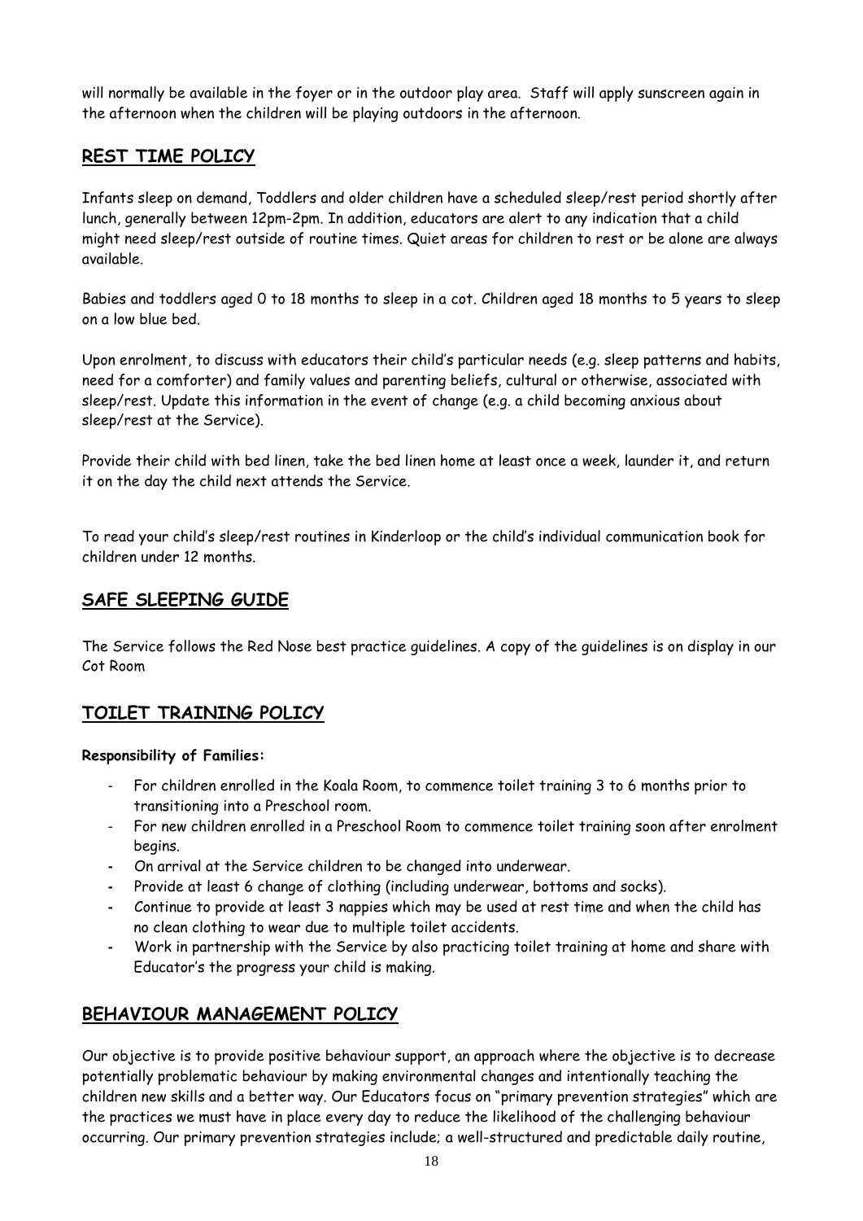will normally be available in the foyer or in the outdoor play area. Staff will apply sunscreen again in the afternoon when the children will be playing outdoors in the afternoon.

## REST TIME POLICY

Infants sleep on demand, Toddlers and older children have a scheduled sleep/rest period shortly after lunch, generally between 12pm-2pm. In addition, educators are alert to any indication that a child might need sleep/rest outside of routine times. Quiet areas for children to rest or be alone are always available.

Babies and toddlers aged 0 to 18 months to sleep in a cot. Children aged 18 months to 5 years to sleep on a low blue bed.

Upon enrolment, to discuss with educators their child's particular needs (e.g. sleep patterns and habits, need for a comforter) and family values and parenting beliefs, cultural or otherwise, associated with sleep/rest. Update this information in the event of change (e.g. a child becoming anxious about sleep/rest at the Service).

Provide their child with bed linen, take the bed linen home at least once a week, launder it, and return it on the day the child next attends the Service.

To read your child's sleep/rest routines in Kinderloop or the child's individual communication book for children under 12 months.

## SAFE SLEEPING GUIDE

The Service follows the Red Nose best practice guidelines. A copy of the guidelines is on display in our Cot Room

## TOILET TRAINING POLICY

**Responsibility of Families:**

- For children enrolled in the Koala Room, to commence toilet training 3 to 6 months prior to transitioning into a Preschool room.
- For new children enrolled in a Preschool Room to commence toilet training soon after enrolment begins.
- On arrival at the Service children to be changed into underwear.
- Provide at least 6 change of clothing (including underwear, bottoms and socks).
- Continue to provide at least 3 nappies which may be used at rest time and when the child has no clean clothing to wear due to multiple toilet accidents.
- Work in partnership with the Service by also practicing toilet training at home and share with Educator's the progress your child is making.

## BEHAVIOUR MANAGEMENT POLICY

Our objective is to provide positive behaviour support, an approach where the objective is to decrease potentially problematic behaviour by making environmental changes and intentionally teaching the children new skills and a better way. Our Educators focus on "primary prevention strategies" which are the practices we must have in place every day to reduce the likelihood of the challenging behaviour occurring. Our primary prevention strategies include; a well-structured and predictable daily routine,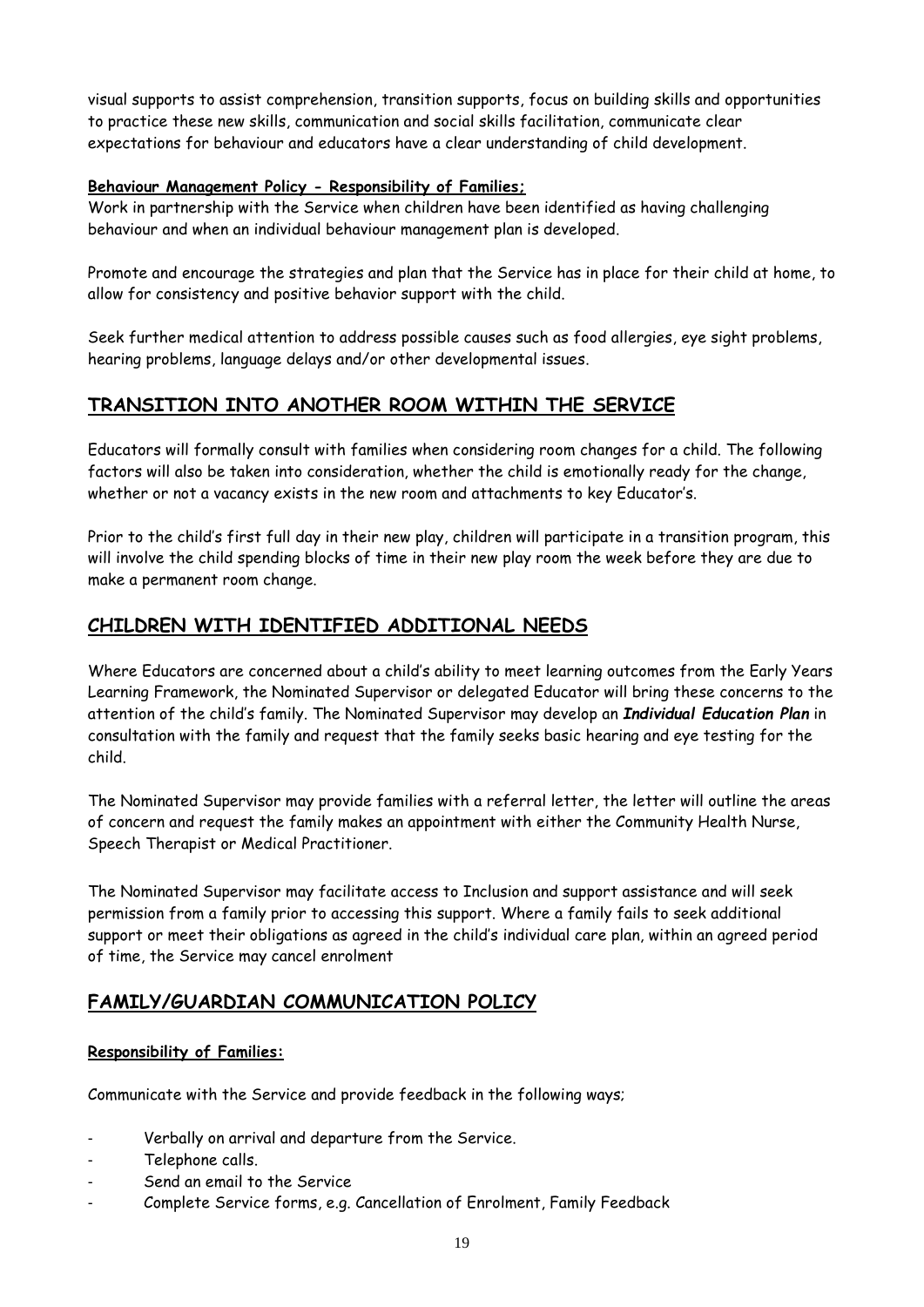visual supports to assist comprehension, transition supports, focus on building skills and opportunities to practice these new skills, communication and social skills facilitation, communicate clear expectations for behaviour and educators have a clear understanding of child development.

**Behaviour Management Policy - Responsibility of Families;**

Work in partnership with the Service when children have been identified as having challenging behaviour and when an individual behaviour management plan is developed.

Promote and encourage the strategies and plan that the Service has in place for their child at home, to allow for consistency and positive behavior support with the child.

Seek further medical attention to address possible causes such as food allergies, eye sight problems, hearing problems, language delays and/or other developmental issues.

## TRANSITION INTO ANOTHER ROOM WITHIN THE SERVICE

Educators will formally consult with families when considering room changes for a child. The following factors will also be taken into consideration, whether the child is emotionally ready for the change, whether or not a vacancy exists in the new room and attachments to key Educator's.

Prior to the child's first full day in their new play, children will participate in a transition program, this will involve the child spending blocks of time in their new play room the week before they are due to make a permanent room change.

## CHILDREN WITH IDENTIFIED ADDITIONAL NEEDS

Where Educators are concerned about a child's ability to meet learning outcomes from the Early Years Learning Framework, the Nominated Supervisor or delegated Educator will bring these concerns to the attention of the child's family. The Nominated Supervisor may develop an ***Individual Education Plan*** in consultation with the family and request that the family seeks basic hearing and eye testing for the child.

The Nominated Supervisor may provide families with a referral letter, the letter will outline the areas of concern and request the family makes an appointment with either the Community Health Nurse, Speech Therapist or Medical Practitioner.

The Nominated Supervisor may facilitate access to Inclusion and support assistance and will seek permission from a family prior to accessing this support. Where a family fails to seek additional support or meet their obligations as agreed in the child's individual care plan, within an agreed period of time, the Service may cancel enrolment

## FAMILY/GUARDIAN COMMUNICATION POLICY

**Responsibility of Families:**

Communicate with the Service and provide feedback in the following ways;

- Verbally on arrival and departure from the Service.
- Telephone calls.
- Send an email to the Service
- Complete Service forms, e.g. Cancellation of Enrolment, Family Feedback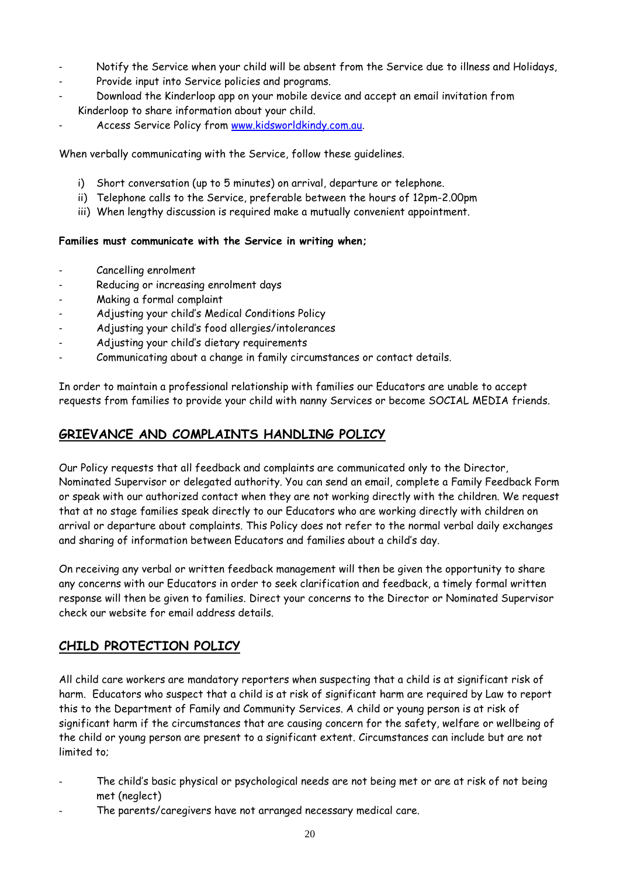- Notify the Service when your child will be absent from the Service due to illness and Holidays,
- Provide input into Service policies and programs.
- Download the Kinderloop app on your mobile device and accept an email invitation from Kinderloop to share information about your child.
- Access Service Policy from [www.kidsworldkindy.com.au](http://www.kidsworldkindy.com.au).

When verbally communicating with the Service, follow these guidelines.

i) Short conversation (up to 5 minutes) on arrival, departure or telephone.
ii) Telephone calls to the Service, preferable between the hours of 12pm-2.00pm
iii) When lengthy discussion is required make a mutually convenient appointment.

**Families must communicate with the Service in writing when;**

- Cancelling enrolment
- Reducing or increasing enrolment days
- Making a formal complaint
- Adjusting your child's Medical Conditions Policy
- Adjusting your child's food allergies/intolerances
- Adjusting your child's dietary requirements
- Communicating about a change in family circumstances or contact details.

In order to maintain a professional relationship with families our Educators are unable to accept requests from families to provide your child with nanny Services or become SOCIAL MEDIA friends.

## GRIEVANCE AND COMPLAINTS HANDLING POLICY

Our Policy requests that all feedback and complaints are communicated only to the Director, Nominated Supervisor or delegated authority. You can send an email, complete a Family Feedback Form or speak with our authorized contact when they are not working directly with the children. We request that at no stage families speak directly to our Educators who are working directly with children on arrival or departure about complaints. This Policy does not refer to the normal verbal daily exchanges and sharing of information between Educators and families about a child's day.

On receiving any verbal or written feedback management will then be given the opportunity to share any concerns with our Educators in order to seek clarification and feedback, a timely formal written response will then be given to families. Direct your concerns to the Director or Nominated Supervisor check our website for email address details.

## CHILD PROTECTION POLICY

All child care workers are mandatory reporters when suspecting that a child is at significant risk of harm. Educators who suspect that a child is at risk of significant harm are required by Law to report this to the Department of Family and Community Services. A child or young person is at risk of significant harm if the circumstances that are causing concern for the safety, welfare or wellbeing of the child or young person are present to a significant extent. Circumstances can include but are not limited to;

- The child's basic physical or psychological needs are not being met or are at risk of not being met (neglect)
- The parents/caregivers have not arranged necessary medical care.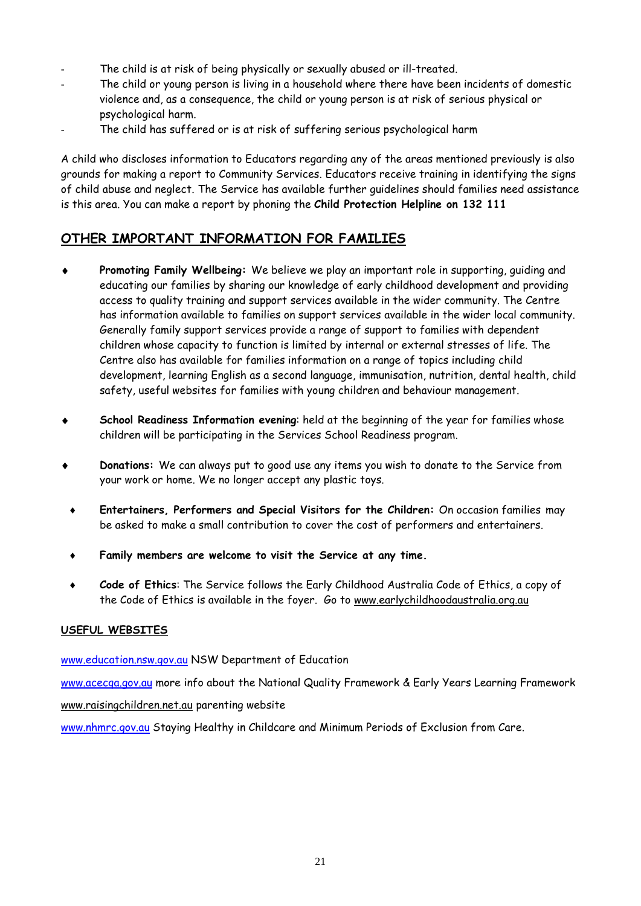- The child is at risk of being physically or sexually abused or ill-treated.
- The child or young person is living in a household where there have been incidents of domestic violence and, as a consequence, the child or young person is at risk of serious physical or psychological harm.
- The child has suffered or is at risk of suffering serious psychological harm

A child who discloses information to Educators regarding any of the areas mentioned previously is also grounds for making a report to Community Services. Educators receive training in identifying the signs of child abuse and neglect. The Service has available further guidelines should families need assistance is this area. You can make a report by phoning the **Child Protection Helpline on 132 111**

## OTHER IMPORTANT INFORMATION FOR FAMILIES

- **Promoting Family Wellbeing:** We believe we play an important role in supporting, guiding and educating our families by sharing our knowledge of early childhood development and providing access to quality training and support services available in the wider community. The Centre has information available to families on support services available in the wider local community. Generally family support services provide a range of support to families with dependent children whose capacity to function is limited by internal or external stresses of life. The Centre also has available for families information on a range of topics including child development, learning English as a second language, immunisation, nutrition, dental health, child safety, useful websites for families with young children and behaviour management.

- **School Readiness Information evening**: held at the beginning of the year for families whose children will be participating in the Services School Readiness program.

- **Donations:** We can always put to good use any items you wish to donate to the Service from your work or home. We no longer accept any plastic toys.

- **Entertainers, Performers and Special Visitors for the Children:** On occasion families may be asked to make a small contribution to cover the cost of performers and entertainers.

- **Family members are welcome to visit the Service at any time.**

- **Code of Ethics**: The Service follows the Early Childhood Australia Code of Ethics, a copy of the Code of Ethics is available in the foyer. Go to www.earlychildhoodaustralia.org.au

**USEFUL WEBSITES**

www.education.nsw.gov.au NSW Department of Education

www.acecqa.gov.au more info about the National Quality Framework & Early Years Learning Framework

www.raisingchildren.net.au parenting website

www.nhmrc.gov.au Staying Healthy in Childcare and Minimum Periods of Exclusion from Care.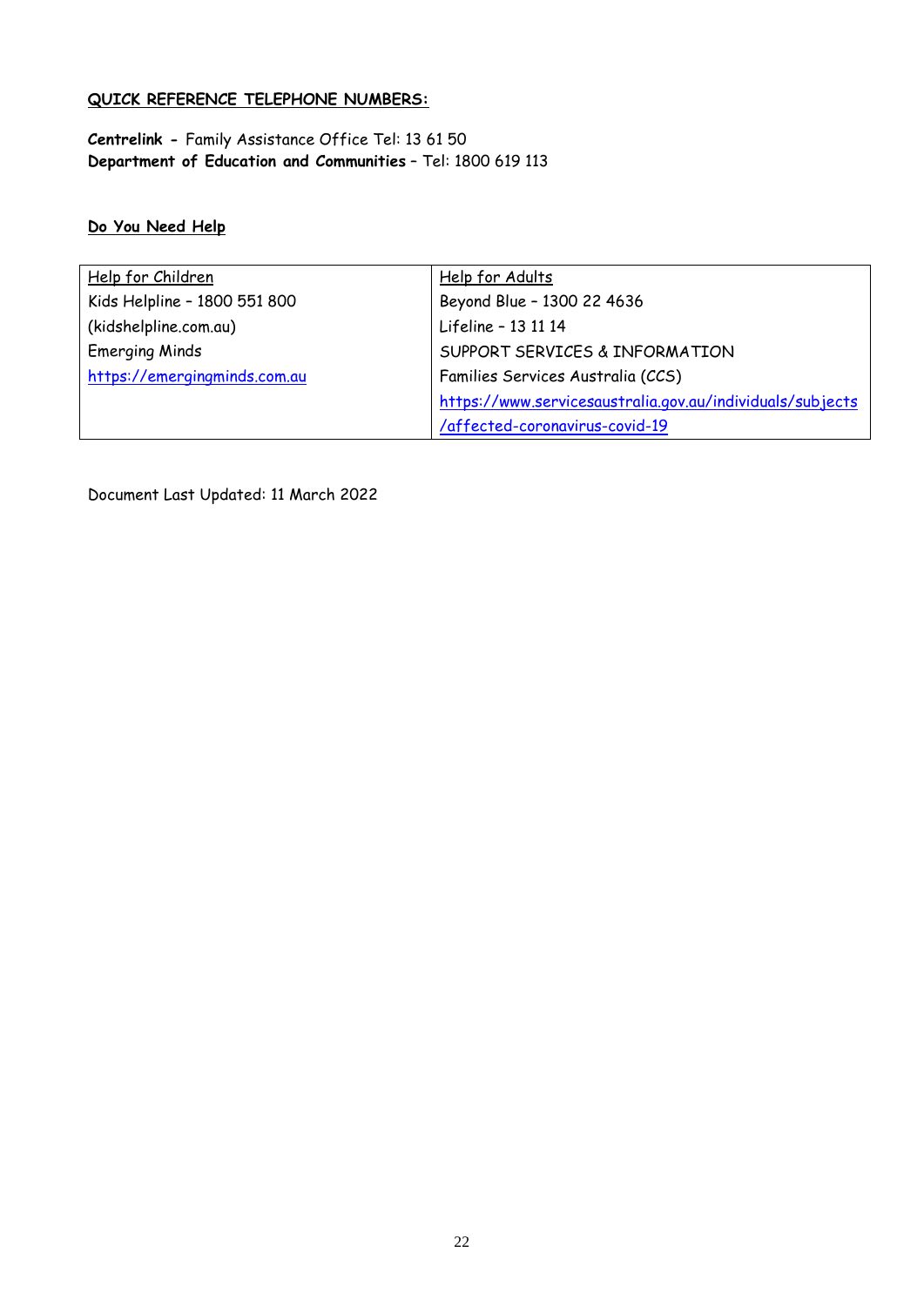**QUICK REFERENCE TELEPHONE NUMBERS:**

**Centrelink -** Family Assistance Office Tel: 13 61 50
**Department of Education and Communities** – Tel: 1800 619 113

**Do You Need Help**

| Help for Children | Help for Adults |
|---|---|
| Kids Helpline – 1800 551 800 | Beyond Blue – 1300 22 4636 |
| (kidshelpline.com.au) | Lifeline – 13 11 14 |
| Emerging Minds | SUPPORT SERVICES & INFORMATION |
| https://emergingminds.com.au | Families Services Australia (CCS) |
| | https://www.servicesaustralia.gov.au/individuals/subjects/affected-coronavirus-covid-19 |

Document Last Updated: 11 March 2022